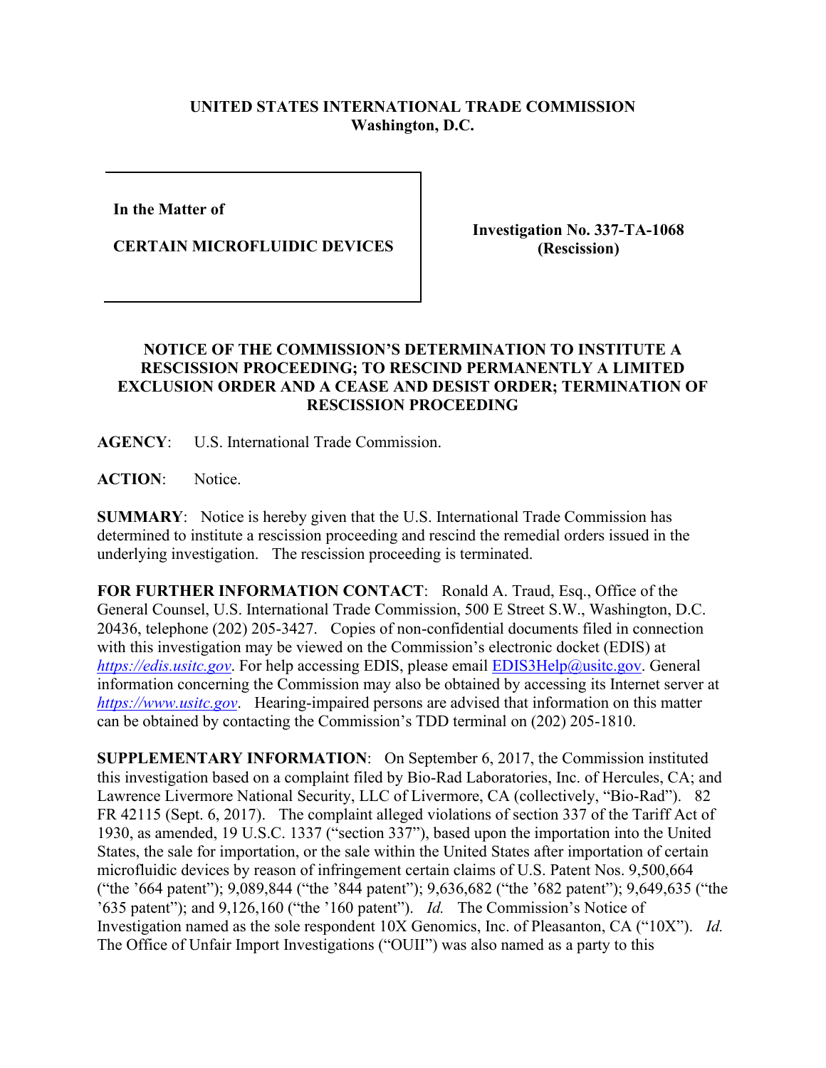**UNITED STATES INTERNATIONAL TRADE COMMISSION**
**Washington, D.C.**

| In the Matter of CERTAIN MICROFLUIDIC DEVICES | Investigation No. 337-TA-1068 (Rescission) |
|---|---|

**NOTICE OF THE COMMISSION'S DETERMINATION TO INSTITUTE A RESCISSION PROCEEDING; TO RESCIND PERMANENTLY A LIMITED EXCLUSION ORDER AND A CEASE AND DESIST ORDER; TERMINATION OF RESCISSION PROCEEDING**

**AGENCY**: U.S. International Trade Commission.

**ACTION**: Notice.

**SUMMARY**: Notice is hereby given that the U.S. International Trade Commission has determined to institute a rescission proceeding and rescind the remedial orders issued in the underlying investigation. The rescission proceeding is terminated.

**FOR FURTHER INFORMATION CONTACT**: Ronald A. Traud, Esq., Office of the General Counsel, U.S. International Trade Commission, 500 E Street S.W., Washington, D.C. 20436, telephone (202) 205-3427. Copies of non-confidential documents filed in connection with this investigation may be viewed on the Commission's electronic docket (EDIS) at *https://edis.usitc.gov*. For help accessing EDIS, please email EDIS3Help@usitc.gov. General information concerning the Commission may also be obtained by accessing its Internet server at *https://www.usitc.gov*. Hearing-impaired persons are advised that information on this matter can be obtained by contacting the Commission's TDD terminal on (202) 205-1810.

**SUPPLEMENTARY INFORMATION**: On September 6, 2017, the Commission instituted this investigation based on a complaint filed by Bio-Rad Laboratories, Inc. of Hercules, CA; and Lawrence Livermore National Security, LLC of Livermore, CA (collectively, "Bio-Rad"). 82 FR 42115 (Sept. 6, 2017). The complaint alleged violations of section 337 of the Tariff Act of 1930, as amended, 19 U.S.C. 1337 ("section 337"), based upon the importation into the United States, the sale for importation, or the sale within the United States after importation of certain microfluidic devices by reason of infringement certain claims of U.S. Patent Nos. 9,500,664 ("the '664 patent"); 9,089,844 ("the '844 patent"); 9,636,682 ("the '682 patent"); 9,649,635 ("the '635 patent"); and 9,126,160 ("the '160 patent"). *Id.* The Commission's Notice of Investigation named as the sole respondent 10X Genomics, Inc. of Pleasanton, CA ("10X"). *Id.* The Office of Unfair Import Investigations ("OUII") was also named as a party to this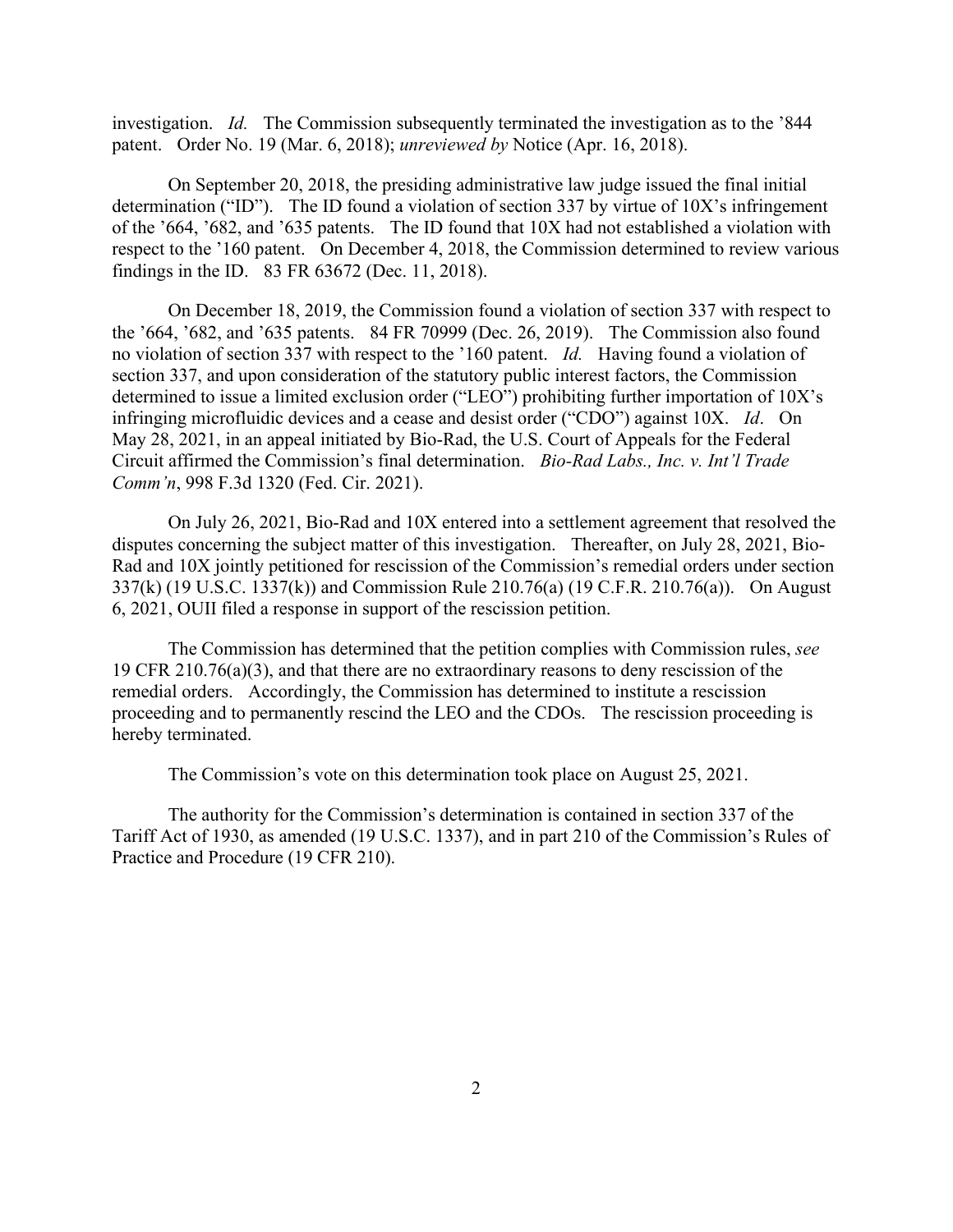investigation. *Id.* The Commission subsequently terminated the investigation as to the '844 patent. Order No. 19 (Mar. 6, 2018); *unreviewed by* Notice (Apr. 16, 2018).

On September 20, 2018, the presiding administrative law judge issued the final initial determination ("ID"). The ID found a violation of section 337 by virtue of 10X's infringement of the '664, '682, and '635 patents. The ID found that 10X had not established a violation with respect to the '160 patent. On December 4, 2018, the Commission determined to review various findings in the ID. 83 FR 63672 (Dec. 11, 2018).

On December 18, 2019, the Commission found a violation of section 337 with respect to the '664, '682, and '635 patents. 84 FR 70999 (Dec. 26, 2019). The Commission also found no violation of section 337 with respect to the '160 patent. *Id.* Having found a violation of section 337, and upon consideration of the statutory public interest factors, the Commission determined to issue a limited exclusion order ("LEO") prohibiting further importation of 10X's infringing microfluidic devices and a cease and desist order ("CDO") against 10X. *Id*. On May 28, 2021, in an appeal initiated by Bio-Rad, the U.S. Court of Appeals for the Federal Circuit affirmed the Commission's final determination. *Bio-Rad Labs., Inc. v. Int'l Trade Comm'n*, 998 F.3d 1320 (Fed. Cir. 2021).

On July 26, 2021, Bio-Rad and 10X entered into a settlement agreement that resolved the disputes concerning the subject matter of this investigation. Thereafter, on July 28, 2021, Bio-Rad and 10X jointly petitioned for rescission of the Commission's remedial orders under section 337(k) (19 U.S.C. 1337(k)) and Commission Rule 210.76(a) (19 C.F.R. 210.76(a)). On August 6, 2021, OUII filed a response in support of the rescission petition.

The Commission has determined that the petition complies with Commission rules, *see* 19 CFR 210.76(a)(3), and that there are no extraordinary reasons to deny rescission of the remedial orders. Accordingly, the Commission has determined to institute a rescission proceeding and to permanently rescind the LEO and the CDOs. The rescission proceeding is hereby terminated.

The Commission's vote on this determination took place on August 25, 2021.

The authority for the Commission's determination is contained in section 337 of the Tariff Act of 1930, as amended (19 U.S.C. 1337), and in part 210 of the Commission's Rules of Practice and Procedure (19 CFR 210).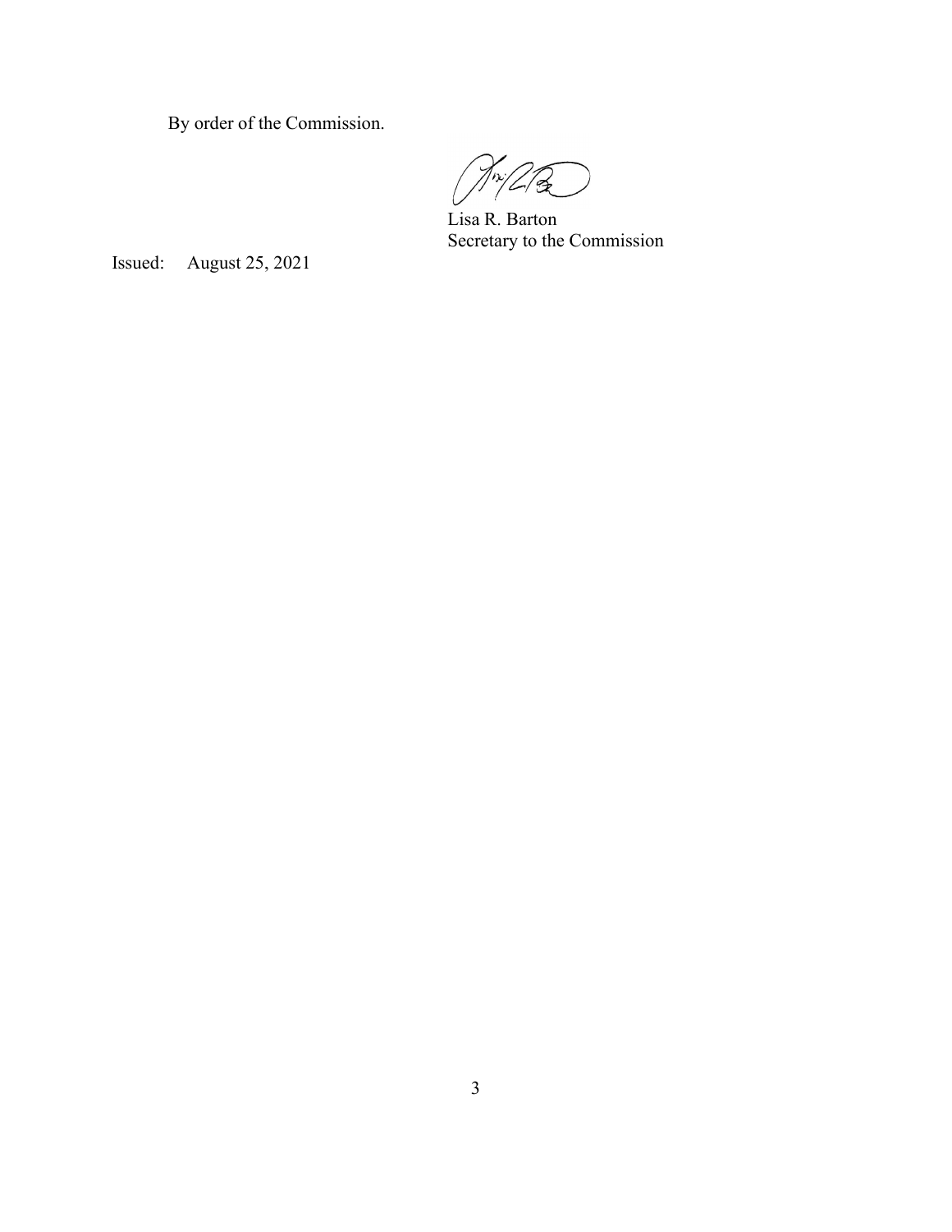By order of the Commission.

Lisa R. Barton
Secretary to the Commission

Issued: August 25, 2021